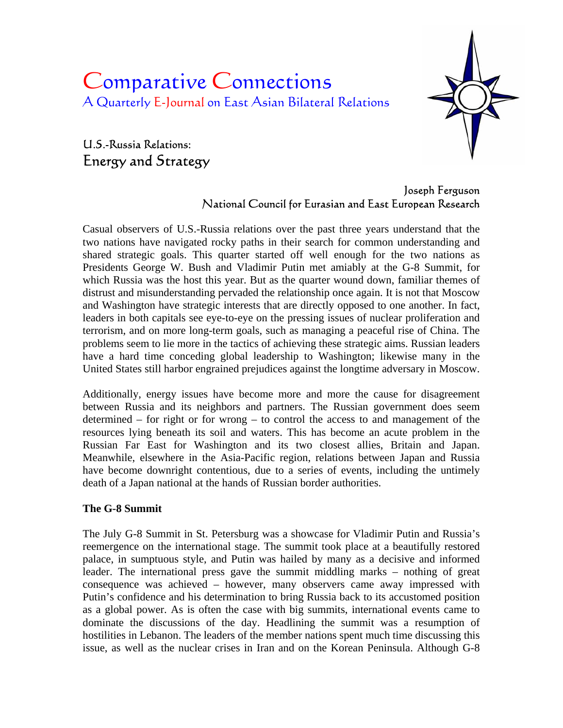# Comparative Connections

A Quarterly E-Journal on East Asian Bilateral Relations

## U.S.-Russia Relations:
## Energy and Strategy

Joseph Ferguson
National Council for Eurasian and East European Research

Casual observers of U.S.-Russia relations over the past three years understand that the two nations have navigated rocky paths in their search for common understanding and shared strategic goals. This quarter started off well enough for the two nations as Presidents George W. Bush and Vladimir Putin met amiably at the G-8 Summit, for which Russia was the host this year. But as the quarter wound down, familiar themes of distrust and misunderstanding pervaded the relationship once again. It is not that Moscow and Washington have strategic interests that are directly opposed to one another. In fact, leaders in both capitals see eye-to-eye on the pressing issues of nuclear proliferation and terrorism, and on more long-term goals, such as managing a peaceful rise of China. The problems seem to lie more in the tactics of achieving these strategic aims. Russian leaders have a hard time conceding global leadership to Washington; likewise many in the United States still harbor engrained prejudices against the longtime adversary in Moscow.

Additionally, energy issues have become more and more the cause for disagreement between Russia and its neighbors and partners. The Russian government does seem determined – for right or for wrong – to control the access to and management of the resources lying beneath its soil and waters. This has become an acute problem in the Russian Far East for Washington and its two closest allies, Britain and Japan. Meanwhile, elsewhere in the Asia-Pacific region, relations between Japan and Russia have become downright contentious, due to a series of events, including the untimely death of a Japan national at the hands of Russian border authorities.

### The G-8 Summit

The July G-8 Summit in St. Petersburg was a showcase for Vladimir Putin and Russia's reemergence on the international stage. The summit took place at a beautifully restored palace, in sumptuous style, and Putin was hailed by many as a decisive and informed leader. The international press gave the summit middling marks – nothing of great consequence was achieved – however, many observers came away impressed with Putin's confidence and his determination to bring Russia back to its accustomed position as a global power. As is often the case with big summits, international events came to dominate the discussions of the day. Headlining the summit was a resumption of hostilities in Lebanon. The leaders of the member nations spent much time discussing this issue, as well as the nuclear crises in Iran and on the Korean Peninsula. Although G-8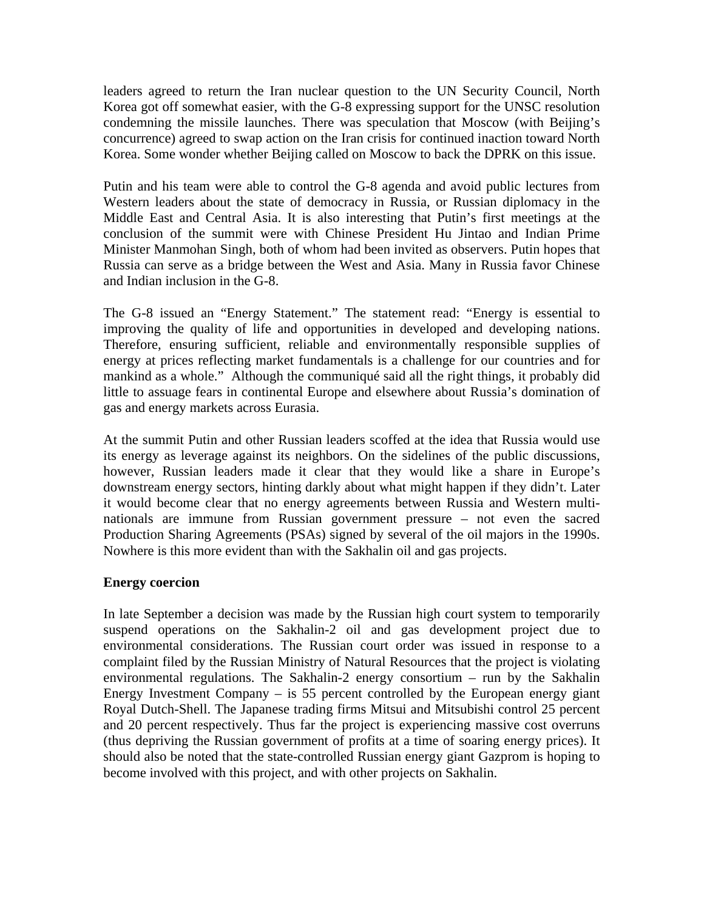leaders agreed to return the Iran nuclear question to the UN Security Council, North Korea got off somewhat easier, with the G-8 expressing support for the UNSC resolution condemning the missile launches. There was speculation that Moscow (with Beijing's concurrence) agreed to swap action on the Iran crisis for continued inaction toward North Korea. Some wonder whether Beijing called on Moscow to back the DPRK on this issue.

Putin and his team were able to control the G-8 agenda and avoid public lectures from Western leaders about the state of democracy in Russia, or Russian diplomacy in the Middle East and Central Asia. It is also interesting that Putin's first meetings at the conclusion of the summit were with Chinese President Hu Jintao and Indian Prime Minister Manmohan Singh, both of whom had been invited as observers. Putin hopes that Russia can serve as a bridge between the West and Asia. Many in Russia favor Chinese and Indian inclusion in the G-8.

The G-8 issued an "Energy Statement." The statement read: "Energy is essential to improving the quality of life and opportunities in developed and developing nations. Therefore, ensuring sufficient, reliable and environmentally responsible supplies of energy at prices reflecting market fundamentals is a challenge for our countries and for mankind as a whole." Although the communiqué said all the right things, it probably did little to assuage fears in continental Europe and elsewhere about Russia's domination of gas and energy markets across Eurasia.

At the summit Putin and other Russian leaders scoffed at the idea that Russia would use its energy as leverage against its neighbors. On the sidelines of the public discussions, however, Russian leaders made it clear that they would like a share in Europe's downstream energy sectors, hinting darkly about what might happen if they didn't. Later it would become clear that no energy agreements between Russia and Western multi-nationals are immune from Russian government pressure – not even the sacred Production Sharing Agreements (PSAs) signed by several of the oil majors in the 1990s. Nowhere is this more evident than with the Sakhalin oil and gas projects.

**Energy coercion**

In late September a decision was made by the Russian high court system to temporarily suspend operations on the Sakhalin-2 oil and gas development project due to environmental considerations. The Russian court order was issued in response to a complaint filed by the Russian Ministry of Natural Resources that the project is violating environmental regulations. The Sakhalin-2 energy consortium – run by the Sakhalin Energy Investment Company – is 55 percent controlled by the European energy giant Royal Dutch-Shell. The Japanese trading firms Mitsui and Mitsubishi control 25 percent and 20 percent respectively. Thus far the project is experiencing massive cost overruns (thus depriving the Russian government of profits at a time of soaring energy prices). It should also be noted that the state-controlled Russian energy giant Gazprom is hoping to become involved with this project, and with other projects on Sakhalin.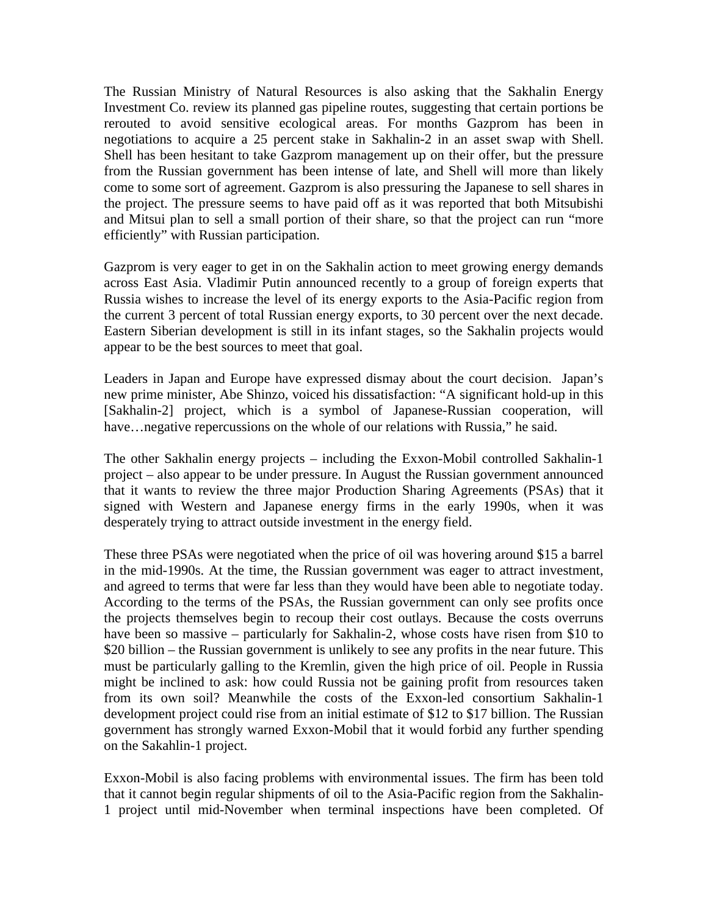The Russian Ministry of Natural Resources is also asking that the Sakhalin Energy Investment Co. review its planned gas pipeline routes, suggesting that certain portions be rerouted to avoid sensitive ecological areas. For months Gazprom has been in negotiations to acquire a 25 percent stake in Sakhalin-2 in an asset swap with Shell. Shell has been hesitant to take Gazprom management up on their offer, but the pressure from the Russian government has been intense of late, and Shell will more than likely come to some sort of agreement. Gazprom is also pressuring the Japanese to sell shares in the project. The pressure seems to have paid off as it was reported that both Mitsubishi and Mitsui plan to sell a small portion of their share, so that the project can run "more efficiently" with Russian participation.

Gazprom is very eager to get in on the Sakhalin action to meet growing energy demands across East Asia. Vladimir Putin announced recently to a group of foreign experts that Russia wishes to increase the level of its energy exports to the Asia-Pacific region from the current 3 percent of total Russian energy exports, to 30 percent over the next decade. Eastern Siberian development is still in its infant stages, so the Sakhalin projects would appear to be the best sources to meet that goal.

Leaders in Japan and Europe have expressed dismay about the court decision. Japan's new prime minister, Abe Shinzo, voiced his dissatisfaction: "A significant hold-up in this [Sakhalin-2] project, which is a symbol of Japanese-Russian cooperation, will have…negative repercussions on the whole of our relations with Russia," he said.

The other Sakhalin energy projects – including the Exxon-Mobil controlled Sakhalin-1 project – also appear to be under pressure. In August the Russian government announced that it wants to review the three major Production Sharing Agreements (PSAs) that it signed with Western and Japanese energy firms in the early 1990s, when it was desperately trying to attract outside investment in the energy field.

These three PSAs were negotiated when the price of oil was hovering around $15 a barrel in the mid-1990s. At the time, the Russian government was eager to attract investment, and agreed to terms that were far less than they would have been able to negotiate today. According to the terms of the PSAs, the Russian government can only see profits once the projects themselves begin to recoup their cost outlays. Because the costs overruns have been so massive – particularly for Sakhalin-2, whose costs have risen from $10 to $20 billion – the Russian government is unlikely to see any profits in the near future. This must be particularly galling to the Kremlin, given the high price of oil. People in Russia might be inclined to ask: how could Russia not be gaining profit from resources taken from its own soil? Meanwhile the costs of the Exxon-led consortium Sakhalin-1 development project could rise from an initial estimate of $12 to $17 billion. The Russian government has strongly warned Exxon-Mobil that it would forbid any further spending on the Sakahlin-1 project.

Exxon-Mobil is also facing problems with environmental issues. The firm has been told that it cannot begin regular shipments of oil to the Asia-Pacific region from the Sakhalin-1 project until mid-November when terminal inspections have been completed. Of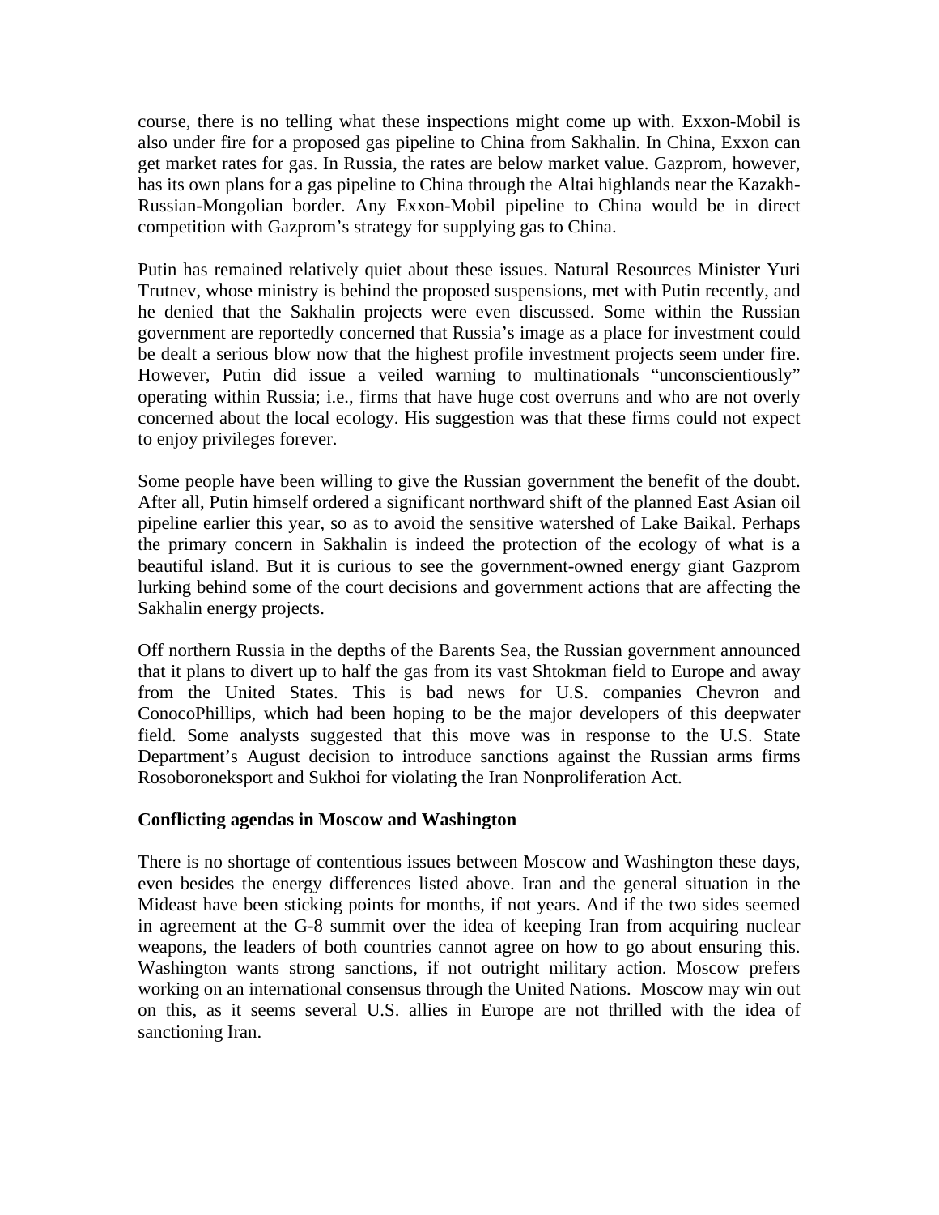course, there is no telling what these inspections might come up with. Exxon-Mobil is also under fire for a proposed gas pipeline to China from Sakhalin. In China, Exxon can get market rates for gas. In Russia, the rates are below market value. Gazprom, however, has its own plans for a gas pipeline to China through the Altai highlands near the Kazakh-Russian-Mongolian border. Any Exxon-Mobil pipeline to China would be in direct competition with Gazprom's strategy for supplying gas to China.

Putin has remained relatively quiet about these issues. Natural Resources Minister Yuri Trutnev, whose ministry is behind the proposed suspensions, met with Putin recently, and he denied that the Sakhalin projects were even discussed. Some within the Russian government are reportedly concerned that Russia's image as a place for investment could be dealt a serious blow now that the highest profile investment projects seem under fire. However, Putin did issue a veiled warning to multinationals "unconscientiously" operating within Russia; i.e., firms that have huge cost overruns and who are not overly concerned about the local ecology. His suggestion was that these firms could not expect to enjoy privileges forever.

Some people have been willing to give the Russian government the benefit of the doubt. After all, Putin himself ordered a significant northward shift of the planned East Asian oil pipeline earlier this year, so as to avoid the sensitive watershed of Lake Baikal. Perhaps the primary concern in Sakhalin is indeed the protection of the ecology of what is a beautiful island. But it is curious to see the government-owned energy giant Gazprom lurking behind some of the court decisions and government actions that are affecting the Sakhalin energy projects.

Off northern Russia in the depths of the Barents Sea, the Russian government announced that it plans to divert up to half the gas from its vast Shtokman field to Europe and away from the United States. This is bad news for U.S. companies Chevron and ConocoPhillips, which had been hoping to be the major developers of this deepwater field. Some analysts suggested that this move was in response to the U.S. State Department's August decision to introduce sanctions against the Russian arms firms Rosoboroneksport and Sukhoi for violating the Iran Nonproliferation Act.

**Conflicting agendas in Moscow and Washington**

There is no shortage of contentious issues between Moscow and Washington these days, even besides the energy differences listed above. Iran and the general situation in the Mideast have been sticking points for months, if not years. And if the two sides seemed in agreement at the G-8 summit over the idea of keeping Iran from acquiring nuclear weapons, the leaders of both countries cannot agree on how to go about ensuring this. Washington wants strong sanctions, if not outright military action. Moscow prefers working on an international consensus through the United Nations. Moscow may win out on this, as it seems several U.S. allies in Europe are not thrilled with the idea of sanctioning Iran.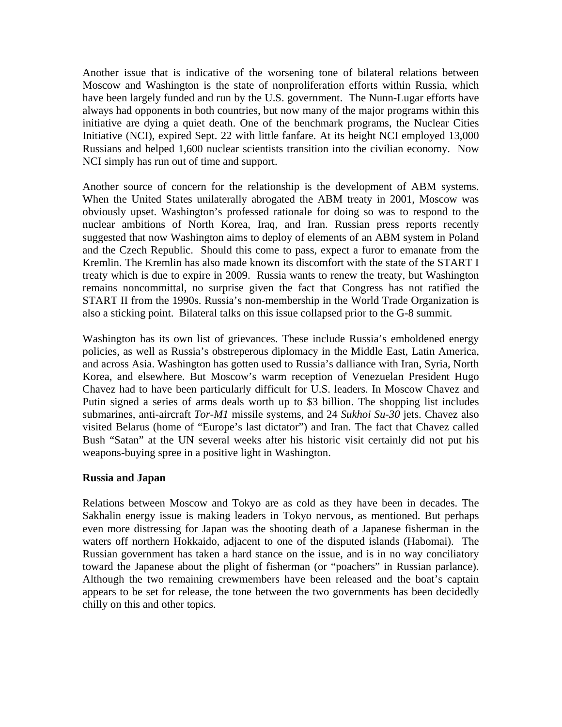Another issue that is indicative of the worsening tone of bilateral relations between Moscow and Washington is the state of nonproliferation efforts within Russia, which have been largely funded and run by the U.S. government. The Nunn-Lugar efforts have always had opponents in both countries, but now many of the major programs within this initiative are dying a quiet death. One of the benchmark programs, the Nuclear Cities Initiative (NCI), expired Sept. 22 with little fanfare. At its height NCI employed 13,000 Russians and helped 1,600 nuclear scientists transition into the civilian economy. Now NCI simply has run out of time and support.

Another source of concern for the relationship is the development of ABM systems. When the United States unilaterally abrogated the ABM treaty in 2001, Moscow was obviously upset. Washington's professed rationale for doing so was to respond to the nuclear ambitions of North Korea, Iraq, and Iran. Russian press reports recently suggested that now Washington aims to deploy of elements of an ABM system in Poland and the Czech Republic. Should this come to pass, expect a furor to emanate from the Kremlin. The Kremlin has also made known its discomfort with the state of the START I treaty which is due to expire in 2009. Russia wants to renew the treaty, but Washington remains noncommittal, no surprise given the fact that Congress has not ratified the START II from the 1990s. Russia's non-membership in the World Trade Organization is also a sticking point. Bilateral talks on this issue collapsed prior to the G-8 summit.

Washington has its own list of grievances. These include Russia's emboldened energy policies, as well as Russia's obstreperous diplomacy in the Middle East, Latin America, and across Asia. Washington has gotten used to Russia's dalliance with Iran, Syria, North Korea, and elsewhere. But Moscow's warm reception of Venezuelan President Hugo Chavez had to have been particularly difficult for U.S. leaders. In Moscow Chavez and Putin signed a series of arms deals worth up to $3 billion. The shopping list includes submarines, anti-aircraft *Tor-M1* missile systems, and 24 *Sukhoi Su-30* jets. Chavez also visited Belarus (home of "Europe's last dictator") and Iran. The fact that Chavez called Bush "Satan" at the UN several weeks after his historic visit certainly did not put his weapons-buying spree in a positive light in Washington.

**Russia and Japan**

Relations between Moscow and Tokyo are as cold as they have been in decades. The Sakhalin energy issue is making leaders in Tokyo nervous, as mentioned. But perhaps even more distressing for Japan was the shooting death of a Japanese fisherman in the waters off northern Hokkaido, adjacent to one of the disputed islands (Habomai). The Russian government has taken a hard stance on the issue, and is in no way conciliatory toward the Japanese about the plight of fisherman (or "poachers" in Russian parlance). Although the two remaining crewmembers have been released and the boat's captain appears to be set for release, the tone between the two governments has been decidedly chilly on this and other topics.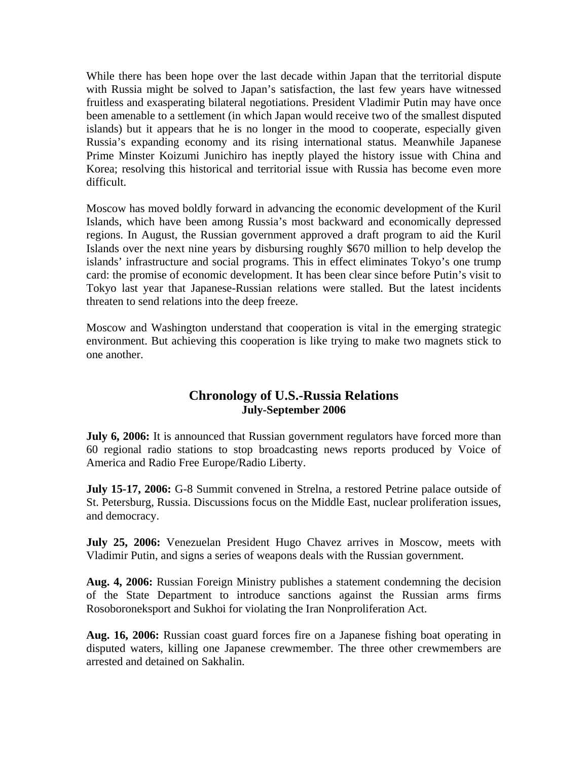While there has been hope over the last decade within Japan that the territorial dispute with Russia might be solved to Japan's satisfaction, the last few years have witnessed fruitless and exasperating bilateral negotiations. President Vladimir Putin may have once been amenable to a settlement (in which Japan would receive two of the smallest disputed islands) but it appears that he is no longer in the mood to cooperate, especially given Russia's expanding economy and its rising international status. Meanwhile Japanese Prime Minster Koizumi Junichiro has ineptly played the history issue with China and Korea; resolving this historical and territorial issue with Russia has become even more difficult.

Moscow has moved boldly forward in advancing the economic development of the Kuril Islands, which have been among Russia's most backward and economically depressed regions. In August, the Russian government approved a draft program to aid the Kuril Islands over the next nine years by disbursing roughly $670 million to help develop the islands' infrastructure and social programs. This in effect eliminates Tokyo's one trump card: the promise of economic development. It has been clear since before Putin's visit to Tokyo last year that Japanese-Russian relations were stalled. But the latest incidents threaten to send relations into the deep freeze.

Moscow and Washington understand that cooperation is vital in the emerging strategic environment. But achieving this cooperation is like trying to make two magnets stick to one another.

## Chronology of U.S.-Russia Relations
### July-September 2006

**July 6, 2006:** It is announced that Russian government regulators have forced more than 60 regional radio stations to stop broadcasting news reports produced by Voice of America and Radio Free Europe/Radio Liberty.

**July 15-17, 2006:** G-8 Summit convened in Strelna, a restored Petrine palace outside of St. Petersburg, Russia. Discussions focus on the Middle East, nuclear proliferation issues, and democracy.

**July 25, 2006:** Venezuelan President Hugo Chavez arrives in Moscow, meets with Vladimir Putin, and signs a series of weapons deals with the Russian government.

**Aug. 4, 2006:** Russian Foreign Ministry publishes a statement condemning the decision of the State Department to introduce sanctions against the Russian arms firms Rosoboroneksport and Sukhoi for violating the Iran Nonproliferation Act.

**Aug. 16, 2006:** Russian coast guard forces fire on a Japanese fishing boat operating in disputed waters, killing one Japanese crewmember. The three other crewmembers are arrested and detained on Sakhalin.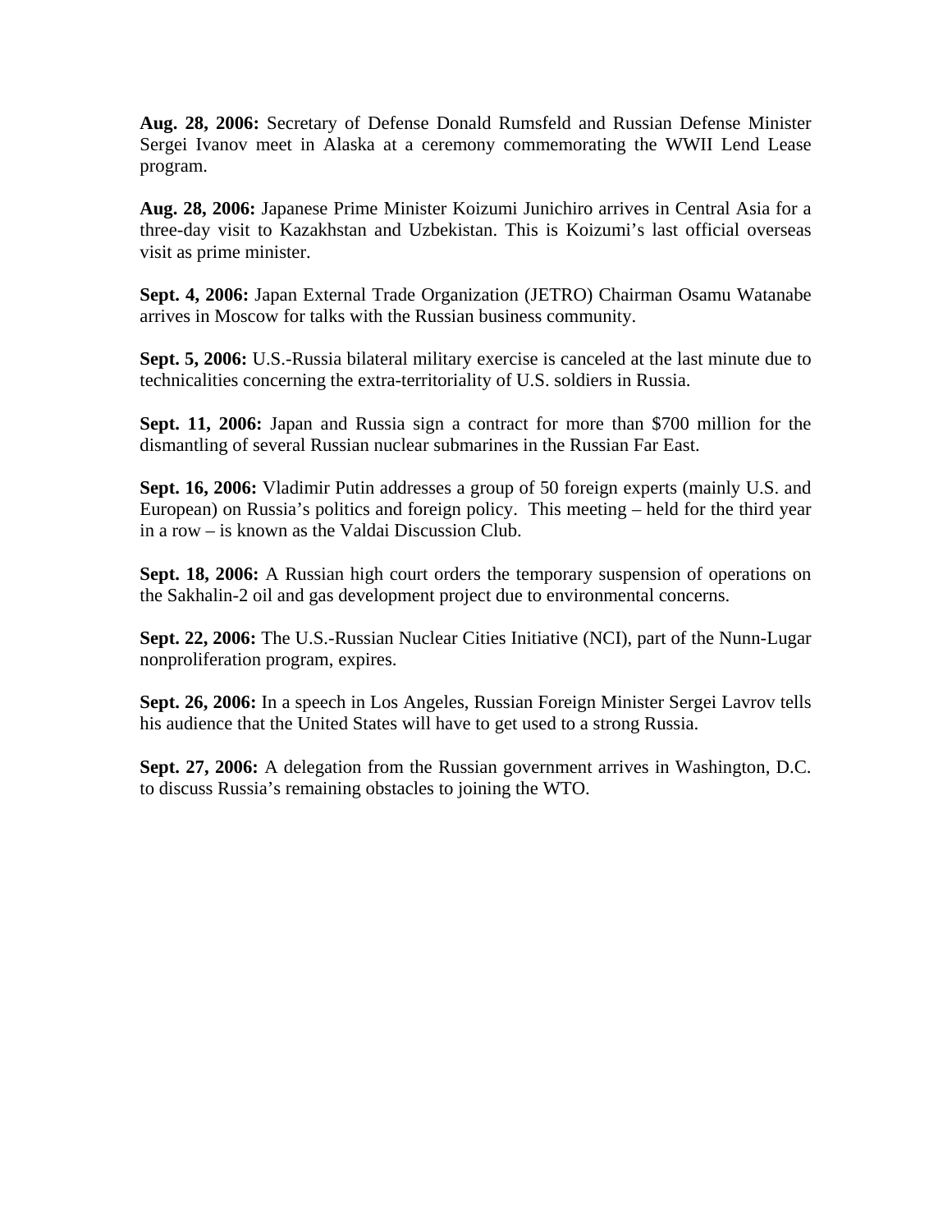**Aug. 28, 2006:** Secretary of Defense Donald Rumsfeld and Russian Defense Minister Sergei Ivanov meet in Alaska at a ceremony commemorating the WWII Lend Lease program.

**Aug. 28, 2006:** Japanese Prime Minister Koizumi Junichiro arrives in Central Asia for a three-day visit to Kazakhstan and Uzbekistan. This is Koizumi's last official overseas visit as prime minister.

**Sept. 4, 2006:** Japan External Trade Organization (JETRO) Chairman Osamu Watanabe arrives in Moscow for talks with the Russian business community.

**Sept. 5, 2006:** U.S.-Russia bilateral military exercise is canceled at the last minute due to technicalities concerning the extra-territoriality of U.S. soldiers in Russia.

**Sept. 11, 2006:** Japan and Russia sign a contract for more than $700 million for the dismantling of several Russian nuclear submarines in the Russian Far East.

**Sept. 16, 2006:** Vladimir Putin addresses a group of 50 foreign experts (mainly U.S. and European) on Russia's politics and foreign policy. This meeting – held for the third year in a row – is known as the Valdai Discussion Club.

**Sept. 18, 2006:** A Russian high court orders the temporary suspension of operations on the Sakhalin-2 oil and gas development project due to environmental concerns.

**Sept. 22, 2006:** The U.S.-Russian Nuclear Cities Initiative (NCI), part of the Nunn-Lugar nonproliferation program, expires.

**Sept. 26, 2006:** In a speech in Los Angeles, Russian Foreign Minister Sergei Lavrov tells his audience that the United States will have to get used to a strong Russia.

**Sept. 27, 2006:** A delegation from the Russian government arrives in Washington, D.C. to discuss Russia's remaining obstacles to joining the WTO.